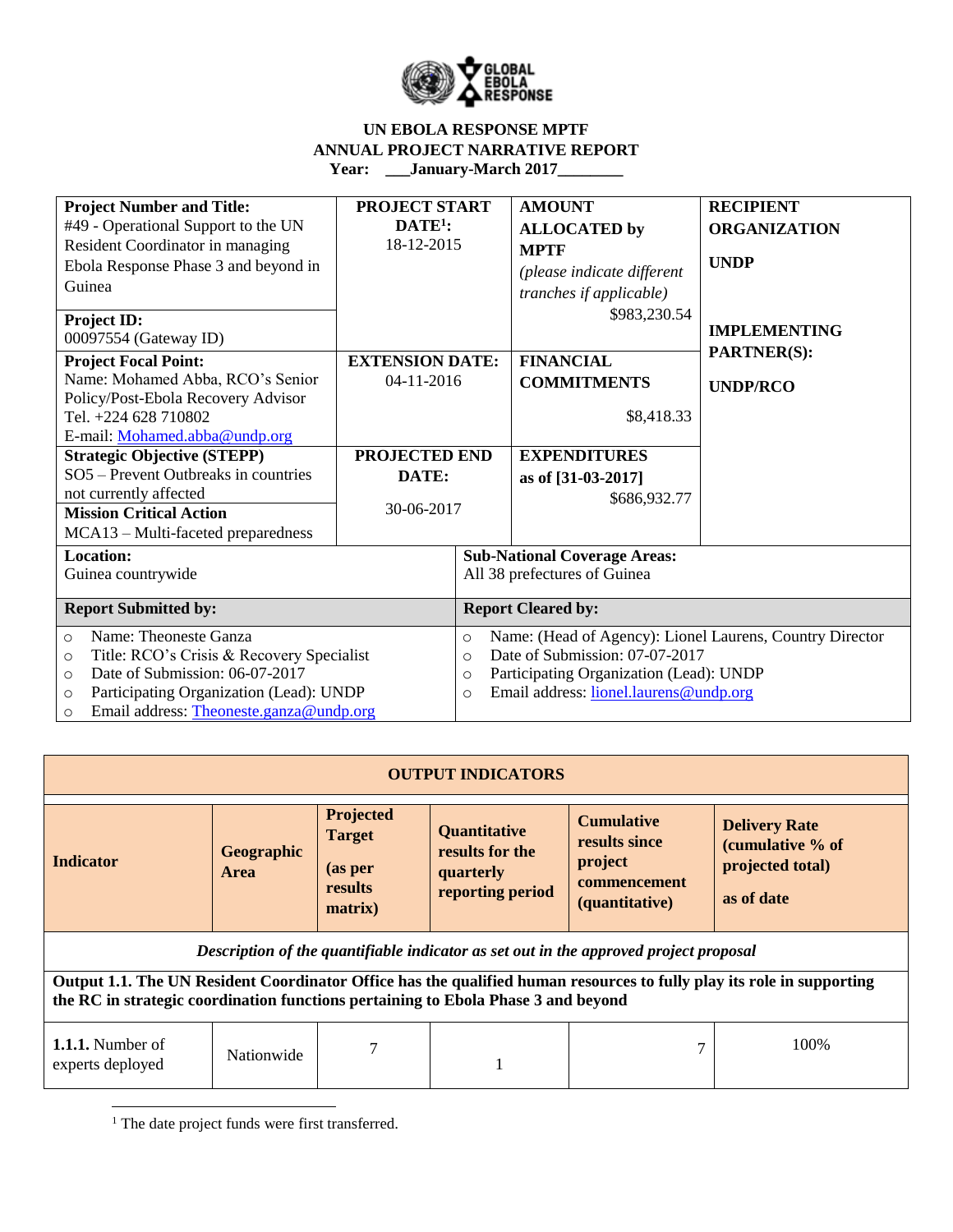# UN EBOLA RESPONSE MPTF
# ANNUAL PROJECT NARRATIVE REPORT
**Year: ___January-March 2017________**

| **Project Number and Title:** #49 - Operational Support to the UN Resident Coordinator in managing Ebola Response Phase 3 and beyond in Guinea | **PROJECT START DATE[1]:** 18-12-2015 | **AMOUNT ALLOCATED by MPTF** *(please indicate different tranches if applicable)* $983,230.54 | **RECIPIENT ORGANIZATION** **UNDP** |
|---|---|---|---|
| **Project ID:** 00097554 (Gateway ID) | | | **IMPLEMENTING PARTNER(S):** **UNDP/RCO** |
| **Project Focal Point:** Name: Mohamed Abba, RCO's Senior Policy/Post-Ebola Recovery Advisor Tel. +224 628 710802 E-mail: Mohamed.abba@undp.org | **EXTENSION DATE:** 04-11-2016 | **FINANCIAL COMMITMENTS** $8,418.33 | |
| **Strategic Objective (STEPP)** SO5 – Prevent Outbreaks in countries not currently affected | **PROJECTED END DATE:** 30-06-2017 | **EXPENDITURES as of [31-03-2017]** $686,932.77 | |
| **Mission Critical Action** MCA13 – Multi-faceted preparedness | | | |
| **Location:** Guinea countrywide | **Sub-National Coverage Areas:** All 38 prefectures of Guinea | | |
| **Report Submitted by:** | **Report Cleared by:** | | |
| ○ Name: Theoneste Ganza ○ Title: RCO's Crisis & Recovery Specialist ○ Date of Submission: 06-07-2017 ○ Participating Organization (Lead): UNDP ○ Email address: Theoneste.ganza@undp.org | ○ Name: (Head of Agency): Lionel Laurens, Country Director ○ Date of Submission: 07-07-2017 ○ Participating Organization (Lead): UNDP ○ Email address: lionel.laurens@undp.org | | |

| **OUTPUT INDICATORS** | | | | | |
|---|---|---|---|---|---|
| **Indicator** | **Geographic Area** | **Projected Target (as per results matrix)** | **Quantitative results for the quarterly reporting period** | **Cumulative results since project commencement (quantitative)** | **Delivery Rate (cumulative % of projected total) as of date** |
| *Description of the quantifiable indicator as set out in the approved project proposal* | | | | | |
| **Output 1.1. The UN Resident Coordinator Office has the qualified human resources to fully play its role in supporting the RC in strategic coordination functions pertaining to Ebola Phase 3 and beyond** | | | | | |
| **1.1.1.** Number of experts deployed | Nationwide | 7 | 1 | 7 | 100% |

[1] The date project funds were first transferred.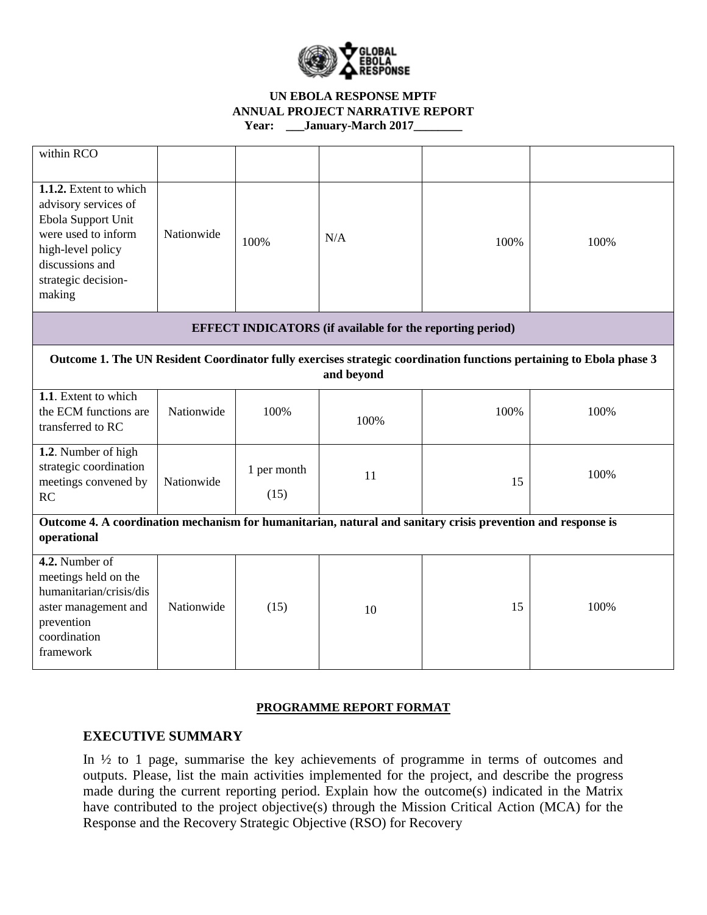| within RCO | | | | | |
|---|---|---|---|---|---|
| **1.1.2.** Extent to which advisory services of Ebola Support Unit were used to inform high-level policy discussions and strategic decision-making | Nationwide | 100% | N/A | 100% | 100% |
| **EFFECT INDICATORS (if available for the reporting period)** | | | | | |
| **Outcome 1. The UN Resident Coordinator fully exercises strategic coordination functions pertaining to Ebola phase 3 and beyond** | | | | | |
| **1.1**. Extent to which the ECM functions are transferred to RC | Nationwide | 100% | 100% | 100% | 100% |
| **1.2**. Number of high strategic coordination meetings convened by RC | Nationwide | 1 per month (15) | 11 | 15 | 100% |
| **Outcome 4. A coordination mechanism for humanitarian, natural and sanitary crisis prevention and response is operational** | | | | | |
| **4.2.** Number of meetings held on the humanitarian/crisis/disaster management and prevention coordination framework | Nationwide | (15) | 10 | 15 | 100% |

**PROGRAMME REPORT FORMAT**

## EXECUTIVE SUMMARY

In ½ to 1 page, summarise the key achievements of programme in terms of outcomes and outputs. Please, list the main activities implemented for the project, and describe the progress made during the current reporting period. Explain how the outcome(s) indicated in the Matrix have contributed to the project objective(s) through the Mission Critical Action (MCA) for the Response and the Recovery Strategic Objective (RSO) for Recovery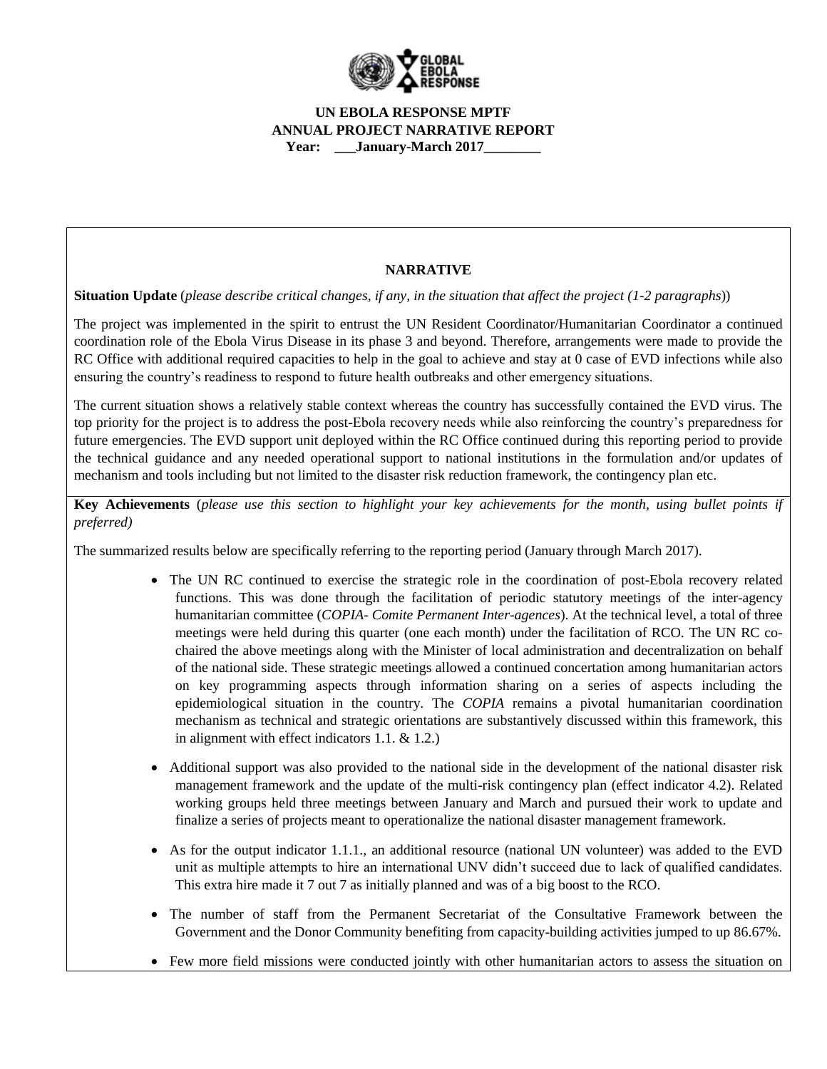**UN EBOLA RESPONSE MPTF**
**ANNUAL PROJECT NARRATIVE REPORT**
**Year: ___January-March 2017________**

## NARRATIVE

**Situation Update** (*please describe critical changes, if any, in the situation that affect the project (1-2 paragraphs*))

The project was implemented in the spirit to entrust the UN Resident Coordinator/Humanitarian Coordinator a continued coordination role of the Ebola Virus Disease in its phase 3 and beyond. Therefore, arrangements were made to provide the RC Office with additional required capacities to help in the goal to achieve and stay at 0 case of EVD infections while also ensuring the country's readiness to respond to future health outbreaks and other emergency situations.

The current situation shows a relatively stable context whereas the country has successfully contained the EVD virus. The top priority for the project is to address the post-Ebola recovery needs while also reinforcing the country's preparedness for future emergencies. The EVD support unit deployed within the RC Office continued during this reporting period to provide the technical guidance and any needed operational support to national institutions in the formulation and/or updates of mechanism and tools including but not limited to the disaster risk reduction framework, the contingency plan etc.

**Key Achievements** (*please use this section to highlight your key achievements for the month, using bullet points if preferred)*

The summarized results below are specifically referring to the reporting period (January through March 2017).

- The UN RC continued to exercise the strategic role in the coordination of post-Ebola recovery related functions. This was done through the facilitation of periodic statutory meetings of the inter-agency humanitarian committee (*COPIA- Comite Permanent Inter-agences*). At the technical level, a total of three meetings were held during this quarter (one each month) under the facilitation of RCO. The UN RC co-chaired the above meetings along with the Minister of local administration and decentralization on behalf of the national side. These strategic meetings allowed a continued concertation among humanitarian actors on key programming aspects through information sharing on a series of aspects including the epidemiological situation in the country. The *COPIA* remains a pivotal humanitarian coordination mechanism as technical and strategic orientations are substantively discussed within this framework, this in alignment with effect indicators 1.1. & 1.2.)

- Additional support was also provided to the national side in the development of the national disaster risk management framework and the update of the multi-risk contingency plan (effect indicator 4.2). Related working groups held three meetings between January and March and pursued their work to update and finalize a series of projects meant to operationalize the national disaster management framework.

- As for the output indicator 1.1.1., an additional resource (national UN volunteer) was added to the EVD unit as multiple attempts to hire an international UNV didn't succeed due to lack of qualified candidates. This extra hire made it 7 out 7 as initially planned and was of a big boost to the RCO.

- The number of staff from the Permanent Secretariat of the Consultative Framework between the Government and the Donor Community benefiting from capacity-building activities jumped to up 86.67%.

- Few more field missions were conducted jointly with other humanitarian actors to assess the situation on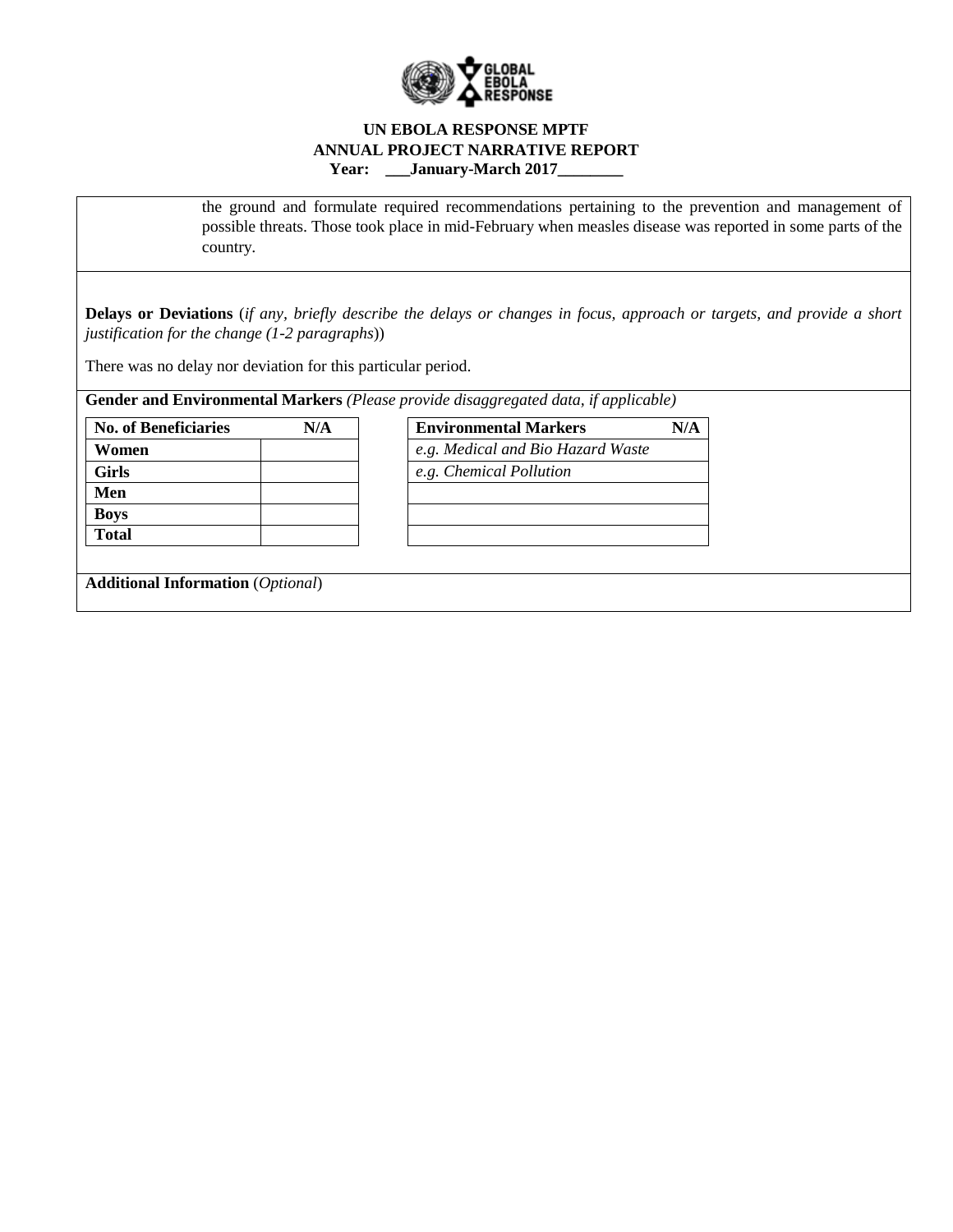the ground and formulate required recommendations pertaining to the prevention and management of possible threats. Those took place in mid-February when measles disease was reported in some parts of the country.

**Delays or Deviations** (*if any, briefly describe the delays or changes in focus, approach or targets, and provide a short justification for the change (1-2 paragraphs*))

There was no delay nor deviation for this particular period.

**Gender and Environmental Markers** *(Please provide disaggregated data, if applicable)*

| **No. of Beneficiaries** | **N/A** |
|---|---|
| **Women** | |
| **Girls** | |
| **Men** | |
| **Boys** | |
| **Total** | |

| **Environmental Markers** | **N/A** |
|---|---|
| *e.g. Medical and Bio Hazard Waste* | |
| *e.g. Chemical Pollution* | |
| | |
| | |
| | |

**Additional Information** (*Optional*)